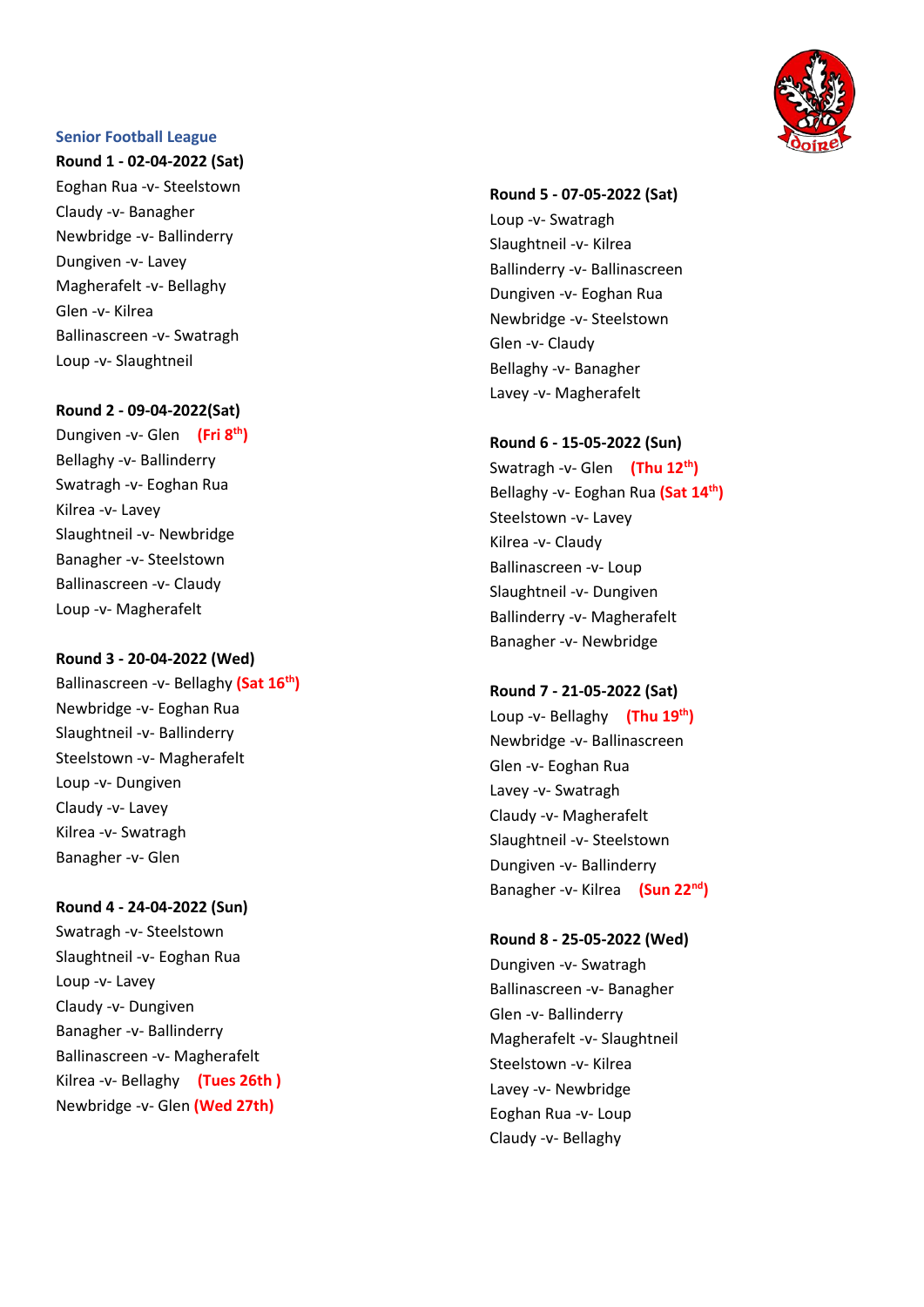## Senior Football League

**Round 1 - 02-04-2022 (Sat)**

Eoghan Rua -v- Steelstown
Claudy -v- Banagher
Newbridge -v- Ballinderry
Dungiven -v- Lavey
Magherafelt -v- Bellaghy
Glen -v- Kilrea
Ballinascreen -v- Swatragh
Loup -v- Slaughtneil

**Round 2 - 09-04-2022(Sat)**

Dungiven -v- Glen **(Fri 8th)**
Bellaghy -v- Ballinderry
Swatragh -v- Eoghan Rua
Kilrea -v- Lavey
Slaughtneil -v- Newbridge
Banagher -v- Steelstown
Ballinascreen -v- Claudy
Loup -v- Magherafelt

**Round 3 - 20-04-2022 (Wed)**

Ballinascreen -v- Bellaghy **(Sat 16th)**
Newbridge -v- Eoghan Rua
Slaughtneil -v- Ballinderry
Steelstown -v- Magherafelt
Loup -v- Dungiven
Claudy -v- Lavey
Kilrea -v- Swatragh
Banagher -v- Glen

**Round 4 - 24-04-2022 (Sun)**

Swatragh -v- Steelstown
Slaughtneil -v- Eoghan Rua
Loup -v- Lavey
Claudy -v- Dungiven
Banagher -v- Ballinderry
Ballinascreen -v- Magherafelt
Kilrea -v- Bellaghy **(Tues 26th )**
Newbridge -v- Glen **(Wed 27th)**

**Round 5 - 07-05-2022 (Sat)**

Loup -v- Swatragh
Slaughtneil -v- Kilrea
Ballinderry -v- Ballinascreen
Dungiven -v- Eoghan Rua
Newbridge -v- Steelstown
Glen -v- Claudy
Bellaghy -v- Banagher
Lavey -v- Magherafelt

**Round 6 - 15-05-2022 (Sun)**

Swatragh -v- Glen **(Thu 12th)**
Bellaghy -v- Eoghan Rua **(Sat 14th)**
Steelstown -v- Lavey
Kilrea -v- Claudy
Ballinascreen -v- Loup
Slaughtneil -v- Dungiven
Ballinderry -v- Magherafelt
Banagher -v- Newbridge

**Round 7 - 21-05-2022 (Sat)**

Loup -v- Bellaghy **(Thu 19th)**
Newbridge -v- Ballinascreen
Glen -v- Eoghan Rua
Lavey -v- Swatragh
Claudy -v- Magherafelt
Slaughtneil -v- Steelstown
Dungiven -v- Ballinderry
Banagher -v- Kilrea **(Sun 22nd)**

**Round 8 - 25-05-2022 (Wed)**

Dungiven -v- Swatragh
Ballinascreen -v- Banagher
Glen -v- Ballinderry
Magherafelt -v- Slaughtneil
Steelstown -v- Kilrea
Lavey -v- Newbridge
Eoghan Rua -v- Loup
Claudy -v- Bellaghy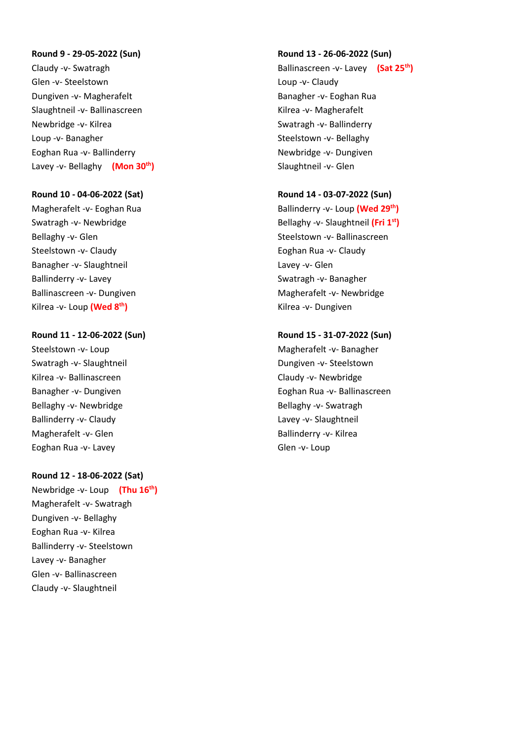**Round 9 - 29-05-2022 (Sun)**

Claudy -v- Swatragh
Glen -v- Steelstown
Dungiven -v- Magherafelt
Slaughtneil -v- Ballinascreen
Newbridge -v- Kilrea
Loup -v- Banagher
Eoghan Rua -v- Ballinderry
Lavey -v- Bellaghy **(Mon 30th)**

**Round 10 - 04-06-2022 (Sat)**

Magherafelt -v- Eoghan Rua
Swatragh -v- Newbridge
Bellaghy -v- Glen
Steelstown -v- Claudy
Banagher -v- Slaughtneil
Ballinderry -v- Lavey
Ballinascreen -v- Dungiven
Kilrea -v- Loup **(Wed 8th)**

**Round 11 - 12-06-2022 (Sun)**

Steelstown -v- Loup
Swatragh -v- Slaughtneil
Kilrea -v- Ballinascreen
Banagher -v- Dungiven
Bellaghy -v- Newbridge
Ballinderry -v- Claudy
Magherafelt -v- Glen
Eoghan Rua -v- Lavey

**Round 12 - 18-06-2022 (Sat)**

Newbridge -v- Loup **(Thu 16th)**
Magherafelt -v- Swatragh
Dungiven -v- Bellaghy
Eoghan Rua -v- Kilrea
Ballinderry -v- Steelstown
Lavey -v- Banagher
Glen -v- Ballinascreen
Claudy -v- Slaughtneil

**Round 13 - 26-06-2022 (Sun)**

Ballinascreen -v- Lavey **(Sat 25th)**
Loup -v- Claudy
Banagher -v- Eoghan Rua
Kilrea -v- Magherafelt
Swatragh -v- Ballinderry
Steelstown -v- Bellaghy
Newbridge -v- Dungiven
Slaughtneil -v- Glen

**Round 14 - 03-07-2022 (Sun)**

Ballinderry -v- Loup **(Wed 29th)**
Bellaghy -v- Slaughtneil **(Fri 1st)**
Steelstown -v- Ballinascreen
Eoghan Rua -v- Claudy
Lavey -v- Glen
Swatragh -v- Banagher
Magherafelt -v- Newbridge
Kilrea -v- Dungiven

**Round 15 - 31-07-2022 (Sun)**

Magherafelt -v- Banagher
Dungiven -v- Steelstown
Claudy -v- Newbridge
Eoghan Rua -v- Ballinascreen
Bellaghy -v- Swatragh
Lavey -v- Slaughtneil
Ballinderry -v- Kilrea
Glen -v- Loup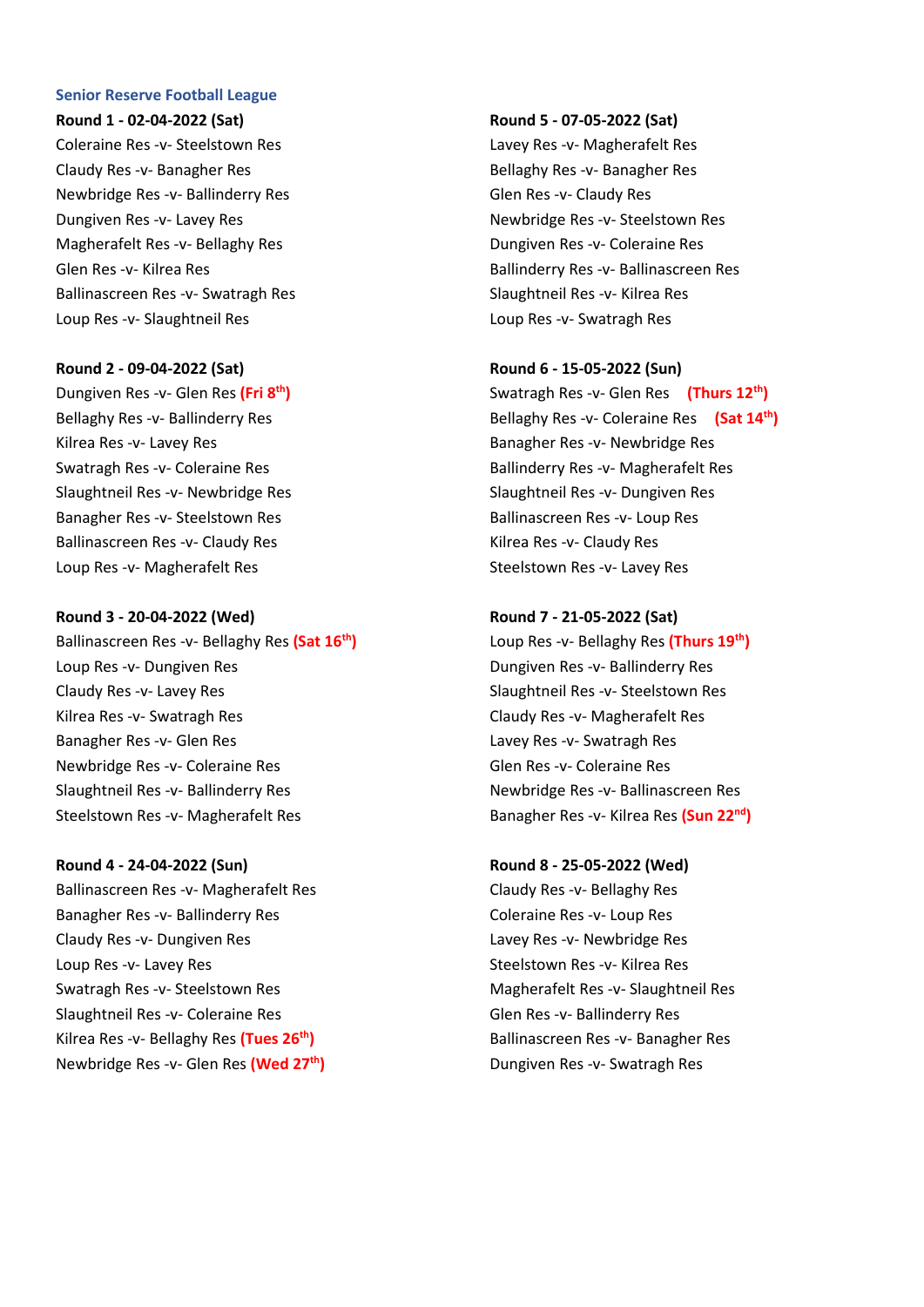### Senior Reserve Football League

**Round 1 - 02-04-2022 (Sat)**

Coleraine Res -v- Steelstown Res
Claudy Res -v- Banagher Res
Newbridge Res -v- Ballinderry Res
Dungiven Res -v- Lavey Res
Magherafelt Res -v- Bellaghy Res
Glen Res -v- Kilrea Res
Ballinascreen Res -v- Swatragh Res
Loup Res -v- Slaughtneil Res

**Round 2 - 09-04-2022 (Sat)**

Dungiven Res -v- Glen Res **(Fri 8th)**
Bellaghy Res -v- Ballinderry Res
Kilrea Res -v- Lavey Res
Swatragh Res -v- Coleraine Res
Slaughtneil Res -v- Newbridge Res
Banagher Res -v- Steelstown Res
Ballinascreen Res -v- Claudy Res
Loup Res -v- Magherafelt Res

**Round 3 - 20-04-2022 (Wed)**

Ballinascreen Res -v- Bellaghy Res **(Sat 16th)**
Loup Res -v- Dungiven Res
Claudy Res -v- Lavey Res
Kilrea Res -v- Swatragh Res
Banagher Res -v- Glen Res
Newbridge Res -v- Coleraine Res
Slaughtneil Res -v- Ballinderry Res
Steelstown Res -v- Magherafelt Res

**Round 4 - 24-04-2022 (Sun)**

Ballinascreen Res -v- Magherafelt Res
Banagher Res -v- Ballinderry Res
Claudy Res -v- Dungiven Res
Loup Res -v- Lavey Res
Swatragh Res -v- Steelstown Res
Slaughtneil Res -v- Coleraine Res
Kilrea Res -v- Bellaghy Res **(Tues 26th)**
Newbridge Res -v- Glen Res **(Wed 27th)**

**Round 5 - 07-05-2022 (Sat)**

Lavey Res -v- Magherafelt Res
Bellaghy Res -v- Banagher Res
Glen Res -v- Claudy Res
Newbridge Res -v- Steelstown Res
Dungiven Res -v- Coleraine Res
Ballinderry Res -v- Ballinascreen Res
Slaughtneil Res -v- Kilrea Res
Loup Res -v- Swatragh Res

**Round 6 - 15-05-2022 (Sun)**

Swatragh Res -v- Glen Res **(Thurs 12th)**
Bellaghy Res -v- Coleraine Res **(Sat 14th)**
Banagher Res -v- Newbridge Res
Ballinderry Res -v- Magherafelt Res
Slaughtneil Res -v- Dungiven Res
Ballinascreen Res -v- Loup Res
Kilrea Res -v- Claudy Res
Steelstown Res -v- Lavey Res

**Round 7 - 21-05-2022 (Sat)**

Loup Res -v- Bellaghy Res **(Thurs 19th)**
Dungiven Res -v- Ballinderry Res
Slaughtneil Res -v- Steelstown Res
Claudy Res -v- Magherafelt Res
Lavey Res -v- Swatragh Res
Glen Res -v- Coleraine Res
Newbridge Res -v- Ballinascreen Res
Banagher Res -v- Kilrea Res **(Sun 22nd)**

**Round 8 - 25-05-2022 (Wed)**

Claudy Res -v- Bellaghy Res
Coleraine Res -v- Loup Res
Lavey Res -v- Newbridge Res
Steelstown Res -v- Kilrea Res
Magherafelt Res -v- Slaughtneil Res
Glen Res -v- Ballinderry Res
Ballinascreen Res -v- Banagher Res
Dungiven Res -v- Swatragh Res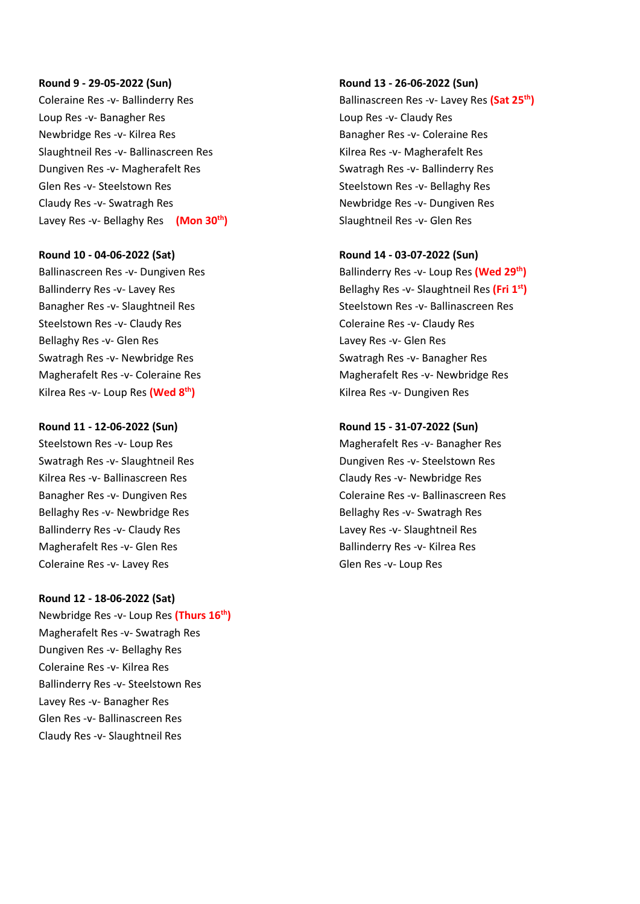**Round 9 - 29-05-2022 (Sun)**

Coleraine Res -v- Ballinderry Res
Loup Res -v- Banagher Res
Newbridge Res -v- Kilrea Res
Slaughtneil Res -v- Ballinascreen Res
Dungiven Res -v- Magherafelt Res
Glen Res -v- Steelstown Res
Claudy Res -v- Swatragh Res
Lavey Res -v- Bellaghy Res **(Mon 30th)**

**Round 10 - 04-06-2022 (Sat)**

Ballinascreen Res -v- Dungiven Res
Ballinderry Res -v- Lavey Res
Banagher Res -v- Slaughtneil Res
Steelstown Res -v- Claudy Res
Bellaghy Res -v- Glen Res
Swatragh Res -v- Newbridge Res
Magherafelt Res -v- Coleraine Res
Kilrea Res -v- Loup Res **(Wed 8th)**

**Round 11 - 12-06-2022 (Sun)**

Steelstown Res -v- Loup Res
Swatragh Res -v- Slaughtneil Res
Kilrea Res -v- Ballinascreen Res
Banagher Res -v- Dungiven Res
Bellaghy Res -v- Newbridge Res
Ballinderry Res -v- Claudy Res
Magherafelt Res -v- Glen Res
Coleraine Res -v- Lavey Res

**Round 12 - 18-06-2022 (Sat)**

Newbridge Res -v- Loup Res **(Thurs 16th)**
Magherafelt Res -v- Swatragh Res
Dungiven Res -v- Bellaghy Res
Coleraine Res -v- Kilrea Res
Ballinderry Res -v- Steelstown Res
Lavey Res -v- Banagher Res
Glen Res -v- Ballinascreen Res
Claudy Res -v- Slaughtneil Res

**Round 13 - 26-06-2022 (Sun)**

Ballinascreen Res -v- Lavey Res **(Sat 25th)**
Loup Res -v- Claudy Res
Banagher Res -v- Coleraine Res
Kilrea Res -v- Magherafelt Res
Swatragh Res -v- Ballinderry Res
Steelstown Res -v- Bellaghy Res
Newbridge Res -v- Dungiven Res
Slaughtneil Res -v- Glen Res

**Round 14 - 03-07-2022 (Sun)**

Ballinderry Res -v- Loup Res **(Wed 29th)**
Bellaghy Res -v- Slaughtneil Res **(Fri 1st)**
Steelstown Res -v- Ballinascreen Res
Coleraine Res -v- Claudy Res
Lavey Res -v- Glen Res
Swatragh Res -v- Banagher Res
Magherafelt Res -v- Newbridge Res
Kilrea Res -v- Dungiven Res

**Round 15 - 31-07-2022 (Sun)**

Magherafelt Res -v- Banagher Res
Dungiven Res -v- Steelstown Res
Claudy Res -v- Newbridge Res
Coleraine Res -v- Ballinascreen Res
Bellaghy Res -v- Swatragh Res
Lavey Res -v- Slaughtneil Res
Ballinderry Res -v- Kilrea Res
Glen Res -v- Loup Res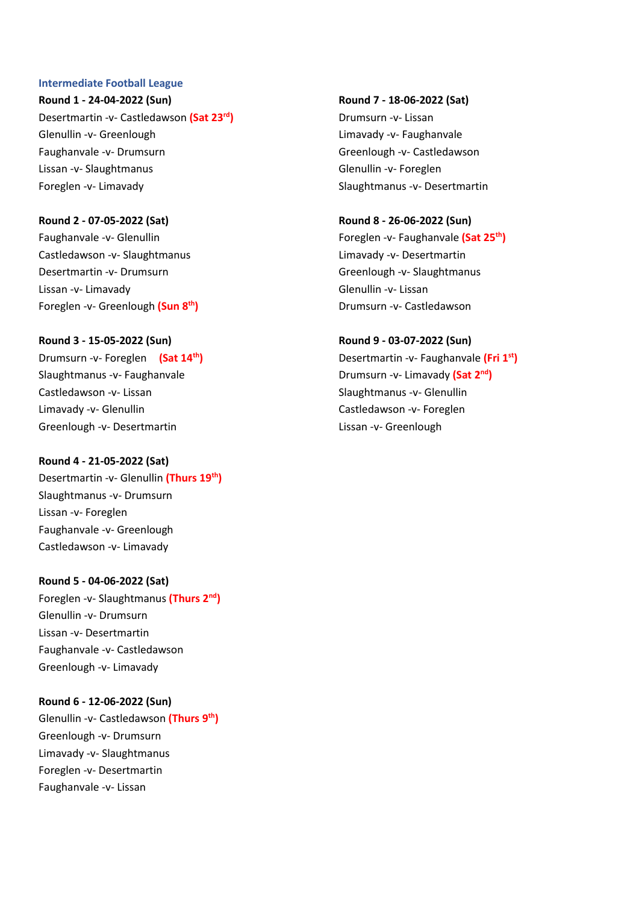## Intermediate Football League

**Round 1 - 24-04-2022 (Sun)**

Desertmartin -v- Castledawson **(Sat 23rd)**
Glenullin -v- Greenlough
Faughanvale -v- Drumsurn
Lissan -v- Slaughtmanus
Foreglen -v- Limavady

**Round 2 - 07-05-2022 (Sat)**

Faughanvale -v- Glenullin
Castledawson -v- Slaughtmanus
Desertmartin -v- Drumsurn
Lissan -v- Limavady
Foreglen -v- Greenlough **(Sun 8th)**

**Round 3 - 15-05-2022 (Sun)**

Drumsurn -v- Foreglen **(Sat 14th)**
Slaughtmanus -v- Faughanvale
Castledawson -v- Lissan
Limavady -v- Glenullin
Greenlough -v- Desertmartin

**Round 4 - 21-05-2022 (Sat)**

Desertmartin -v- Glenullin **(Thurs 19th)**
Slaughtmanus -v- Drumsurn
Lissan -v- Foreglen
Faughanvale -v- Greenlough
Castledawson -v- Limavady

**Round 5 - 04-06-2022 (Sat)**

Foreglen -v- Slaughtmanus **(Thurs 2nd)**
Glenullin -v- Drumsurn
Lissan -v- Desertmartin
Faughanvale -v- Castledawson
Greenlough -v- Limavady

**Round 6 - 12-06-2022 (Sun)**

Glenullin -v- Castledawson **(Thurs 9th)**
Greenlough -v- Drumsurn
Limavady -v- Slaughtmanus
Foreglen -v- Desertmartin
Faughanvale -v- Lissan

**Round 7 - 18-06-2022 (Sat)**

Drumsurn -v- Lissan
Limavady -v- Faughanvale
Greenlough -v- Castledawson
Glenullin -v- Foreglen
Slaughtmanus -v- Desertmartin

**Round 8 - 26-06-2022 (Sun)**

Foreglen -v- Faughanvale **(Sat 25th)**
Limavady -v- Desertmartin
Greenlough -v- Slaughtmanus
Glenullin -v- Lissan
Drumsurn -v- Castledawson

**Round 9 - 03-07-2022 (Sun)**

Desertmartin -v- Faughanvale **(Fri 1st)**
Drumsurn -v- Limavady **(Sat 2nd)**
Slaughtmanus -v- Glenullin
Castledawson -v- Foreglen
Lissan -v- Greenlough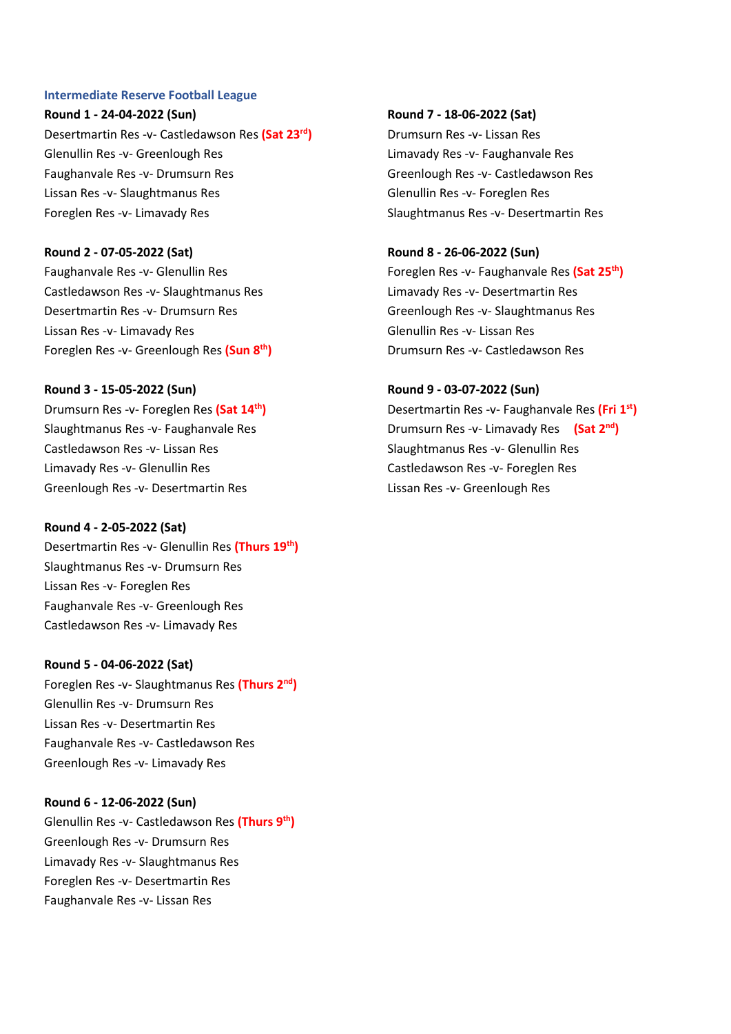## Intermediate Reserve Football League

**Round 1 - 24-04-2022 (Sun)**

Desertmartin Res -v- Castledawson Res **(Sat 23rd)**
Glenullin Res -v- Greenlough Res
Faughanvale Res -v- Drumsurn Res
Lissan Res -v- Slaughtmanus Res
Foreglen Res -v- Limavady Res

**Round 2 - 07-05-2022 (Sat)**

Faughanvale Res -v- Glenullin Res
Castledawson Res -v- Slaughtmanus Res
Desertmartin Res -v- Drumsurn Res
Lissan Res -v- Limavady Res
Foreglen Res -v- Greenlough Res **(Sun 8th)**

**Round 3 - 15-05-2022 (Sun)**

Drumsurn Res -v- Foreglen Res **(Sat 14th)**
Slaughtmanus Res -v- Faughanvale Res
Castledawson Res -v- Lissan Res
Limavady Res -v- Glenullin Res
Greenlough Res -v- Desertmartin Res

**Round 4 - 2-05-2022 (Sat)**

Desertmartin Res -v- Glenullin Res **(Thurs 19th)**
Slaughtmanus Res -v- Drumsurn Res
Lissan Res -v- Foreglen Res
Faughanvale Res -v- Greenlough Res
Castledawson Res -v- Limavady Res

**Round 5 - 04-06-2022 (Sat)**

Foreglen Res -v- Slaughtmanus Res **(Thurs 2nd)**
Glenullin Res -v- Drumsurn Res
Lissan Res -v- Desertmartin Res
Faughanvale Res -v- Castledawson Res
Greenlough Res -v- Limavady Res

**Round 6 - 12-06-2022 (Sun)**

Glenullin Res -v- Castledawson Res **(Thurs 9th)**
Greenlough Res -v- Drumsurn Res
Limavady Res -v- Slaughtmanus Res
Foreglen Res -v- Desertmartin Res
Faughanvale Res -v- Lissan Res

**Round 7 - 18-06-2022 (Sat)**

Drumsurn Res -v- Lissan Res
Limavady Res -v- Faughanvale Res
Greenlough Res -v- Castledawson Res
Glenullin Res -v- Foreglen Res
Slaughtmanus Res -v- Desertmartin Res

**Round 8 - 26-06-2022 (Sun)**

Foreglen Res -v- Faughanvale Res **(Sat 25th)**
Limavady Res -v- Desertmartin Res
Greenlough Res -v- Slaughtmanus Res
Glenullin Res -v- Lissan Res
Drumsurn Res -v- Castledawson Res

**Round 9 - 03-07-2022 (Sun)**

Desertmartin Res -v- Faughanvale Res **(Fri 1st)**
Drumsurn Res -v- Limavady Res **(Sat 2nd)**
Slaughtmanus Res -v- Glenullin Res
Castledawson Res -v- Foreglen Res
Lissan Res -v- Greenlough Res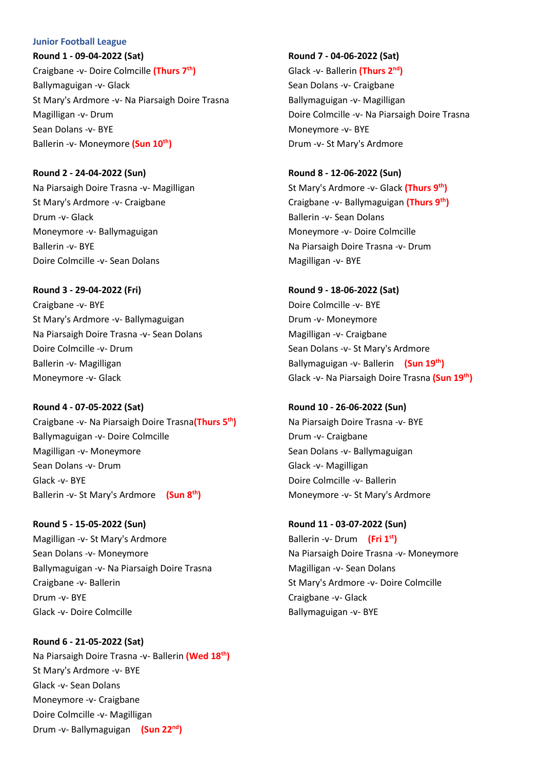## Junior Football League

**Round 1 - 09-04-2022 (Sat)**

Craigbane -v- Doire Colmcille **(Thurs 7th)**
Ballymaguigan -v- Glack
St Mary's Ardmore -v- Na Piarsaigh Doire Trasna
Magilligan -v- Drum
Sean Dolans -v- BYE
Ballerin -v- Moneymore **(Sun 10th)**

**Round 2 - 24-04-2022 (Sun)**

Na Piarsaigh Doire Trasna -v- Magilligan
St Mary's Ardmore -v- Craigbane
Drum -v- Glack
Moneymore -v- Ballymaguigan
Ballerin -v- BYE
Doire Colmcille -v- Sean Dolans

**Round 3 - 29-04-2022 (Fri)**

Craigbane -v- BYE
St Mary's Ardmore -v- Ballymaguigan
Na Piarsaigh Doire Trasna -v- Sean Dolans
Doire Colmcille -v- Drum
Ballerin -v- Magilligan
Moneymore -v- Glack

**Round 4 - 07-05-2022 (Sat)**

Craigbane -v- Na Piarsaigh Doire Trasna **(Thurs 5th)**
Ballymaguigan -v- Doire Colmcille
Magilligan -v- Moneymore
Sean Dolans -v- Drum
Glack -v- BYE
Ballerin -v- St Mary's Ardmore **(Sun 8th)**

**Round 5 - 15-05-2022 (Sun)**

Magilligan -v- St Mary's Ardmore
Sean Dolans -v- Moneymore
Ballymaguigan -v- Na Piarsaigh Doire Trasna
Craigbane -v- Ballerin
Drum -v- BYE
Glack -v- Doire Colmcille

**Round 6 - 21-05-2022 (Sat)**

Na Piarsaigh Doire Trasna -v- Ballerin **(Wed 18th)**
St Mary's Ardmore -v- BYE
Glack -v- Sean Dolans
Moneymore -v- Craigbane
Doire Colmcille -v- Magilligan
Drum -v- Ballymaguigan **(Sun 22nd)**

**Round 7 - 04-06-2022 (Sat)**

Glack -v- Ballerin **(Thurs 2nd)**
Sean Dolans -v- Craigbane
Ballymaguigan -v- Magilligan
Doire Colmcille -v- Na Piarsaigh Doire Trasna
Moneymore -v- BYE
Drum -v- St Mary's Ardmore

**Round 8 - 12-06-2022 (Sun)**

St Mary's Ardmore -v- Glack **(Thurs 9th)**
Craigbane -v- Ballymaguigan **(Thurs 9th)**
Ballerin -v- Sean Dolans
Moneymore -v- Doire Colmcille
Na Piarsaigh Doire Trasna -v- Drum
Magilligan -v- BYE

**Round 9 - 18-06-2022 (Sat)**

Doire Colmcille -v- BYE
Drum -v- Moneymore
Magilligan -v- Craigbane
Sean Dolans -v- St Mary's Ardmore
Ballymaguigan -v- Ballerin **(Sun 19th)**
Glack -v- Na Piarsaigh Doire Trasna **(Sun 19th)**

**Round 10 - 26-06-2022 (Sun)**

Na Piarsaigh Doire Trasna -v- BYE
Drum -v- Craigbane
Sean Dolans -v- Ballymaguigan
Glack -v- Magilligan
Doire Colmcille -v- Ballerin
Moneymore -v- St Mary's Ardmore

**Round 11 - 03-07-2022 (Sun)**

Ballerin -v- Drum **(Fri 1st)**
Na Piarsaigh Doire Trasna -v- Moneymore
Magilligan -v- Sean Dolans
St Mary's Ardmore -v- Doire Colmcille
Craigbane -v- Glack
Ballymaguigan -v- BYE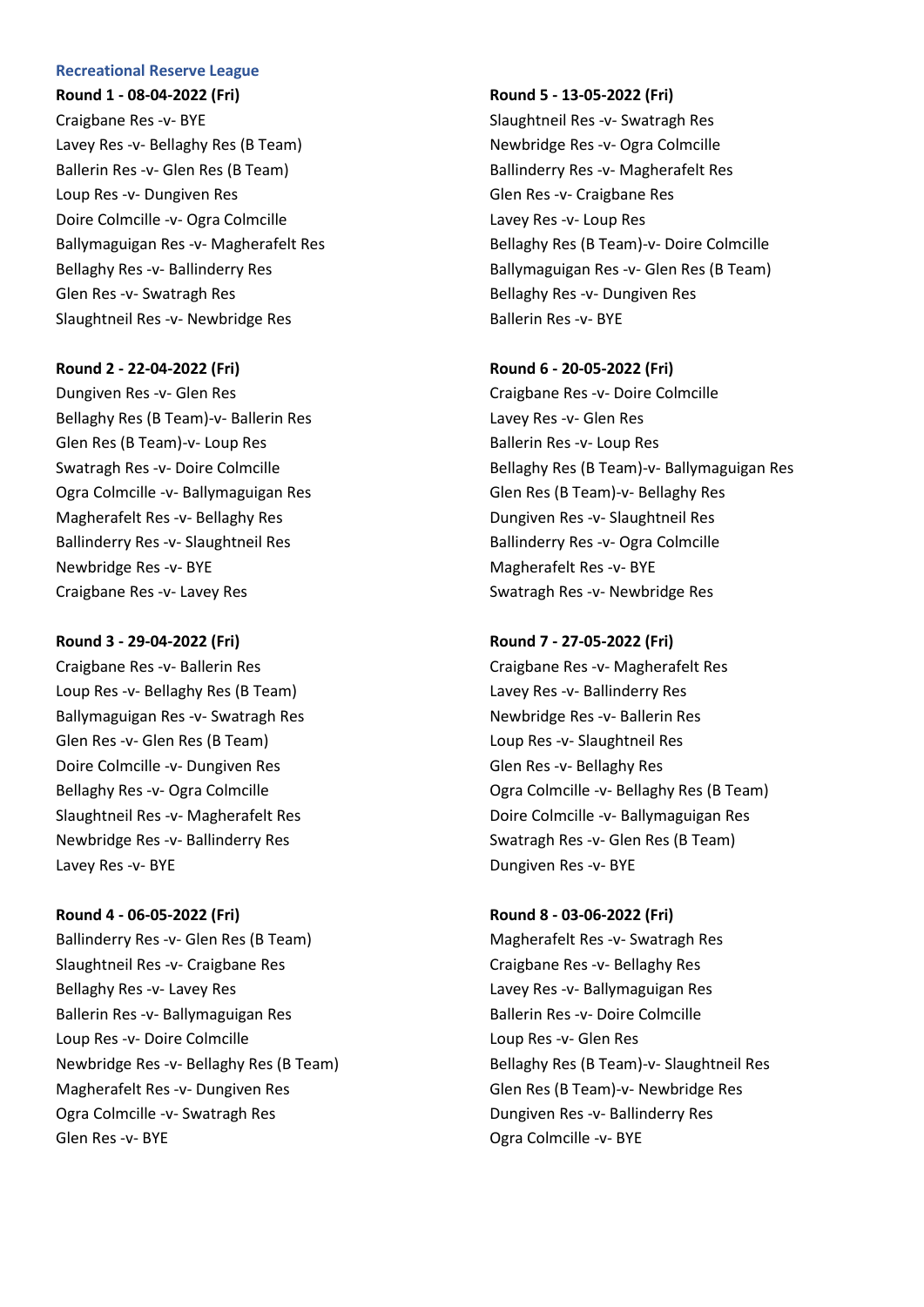### Recreational Reserve League

**Round 1 - 08-04-2022 (Fri)**

Craigbane Res -v- BYE
Lavey Res -v- Bellaghy Res (B Team)
Ballerin Res -v- Glen Res (B Team)
Loup Res -v- Dungiven Res
Doire Colmcille -v- Ogra Colmcille
Ballymaguigan Res -v- Magherafelt Res
Bellaghy Res -v- Ballinderry Res
Glen Res -v- Swatragh Res
Slaughtneil Res -v- Newbridge Res

**Round 2 - 22-04-2022 (Fri)**

Dungiven Res -v- Glen Res
Bellaghy Res (B Team)-v- Ballerin Res
Glen Res (B Team)-v- Loup Res
Swatragh Res -v- Doire Colmcille
Ogra Colmcille -v- Ballymaguigan Res
Magherafelt Res -v- Bellaghy Res
Ballinderry Res -v- Slaughtneil Res
Newbridge Res -v- BYE
Craigbane Res -v- Lavey Res

**Round 3 - 29-04-2022 (Fri)**

Craigbane Res -v- Ballerin Res
Loup Res -v- Bellaghy Res (B Team)
Ballymaguigan Res -v- Swatragh Res
Glen Res -v- Glen Res (B Team)
Doire Colmcille -v- Dungiven Res
Bellaghy Res -v- Ogra Colmcille
Slaughtneil Res -v- Magherafelt Res
Newbridge Res -v- Ballinderry Res
Lavey Res -v- BYE

**Round 4 - 06-05-2022 (Fri)**

Ballinderry Res -v- Glen Res (B Team)
Slaughtneil Res -v- Craigbane Res
Bellaghy Res -v- Lavey Res
Ballerin Res -v- Ballymaguigan Res
Loup Res -v- Doire Colmcille
Newbridge Res -v- Bellaghy Res (B Team)
Magherafelt Res -v- Dungiven Res
Ogra Colmcille -v- Swatragh Res
Glen Res -v- BYE

**Round 5 - 13-05-2022 (Fri)**

Slaughtneil Res -v- Swatragh Res
Newbridge Res -v- Ogra Colmcille
Ballinderry Res -v- Magherafelt Res
Glen Res -v- Craigbane Res
Lavey Res -v- Loup Res
Bellaghy Res (B Team)-v- Doire Colmcille
Ballymaguigan Res -v- Glen Res (B Team)
Bellaghy Res -v- Dungiven Res
Ballerin Res -v- BYE

**Round 6 - 20-05-2022 (Fri)**

Craigbane Res -v- Doire Colmcille
Lavey Res -v- Glen Res
Ballerin Res -v- Loup Res
Bellaghy Res (B Team)-v- Ballymaguigan Res
Glen Res (B Team)-v- Bellaghy Res
Dungiven Res -v- Slaughtneil Res
Ballinderry Res -v- Ogra Colmcille
Magherafelt Res -v- BYE
Swatragh Res -v- Newbridge Res

**Round 7 - 27-05-2022 (Fri)**

Craigbane Res -v- Magherafelt Res
Lavey Res -v- Ballinderry Res
Newbridge Res -v- Ballerin Res
Loup Res -v- Slaughtneil Res
Glen Res -v- Bellaghy Res
Ogra Colmcille -v- Bellaghy Res (B Team)
Doire Colmcille -v- Ballymaguigan Res
Swatragh Res -v- Glen Res (B Team)
Dungiven Res -v- BYE

**Round 8 - 03-06-2022 (Fri)**

Magherafelt Res -v- Swatragh Res
Craigbane Res -v- Bellaghy Res
Lavey Res -v- Ballymaguigan Res
Ballerin Res -v- Doire Colmcille
Loup Res -v- Glen Res
Bellaghy Res (B Team)-v- Slaughtneil Res
Glen Res (B Team)-v- Newbridge Res
Dungiven Res -v- Ballinderry Res
Ogra Colmcille -v- BYE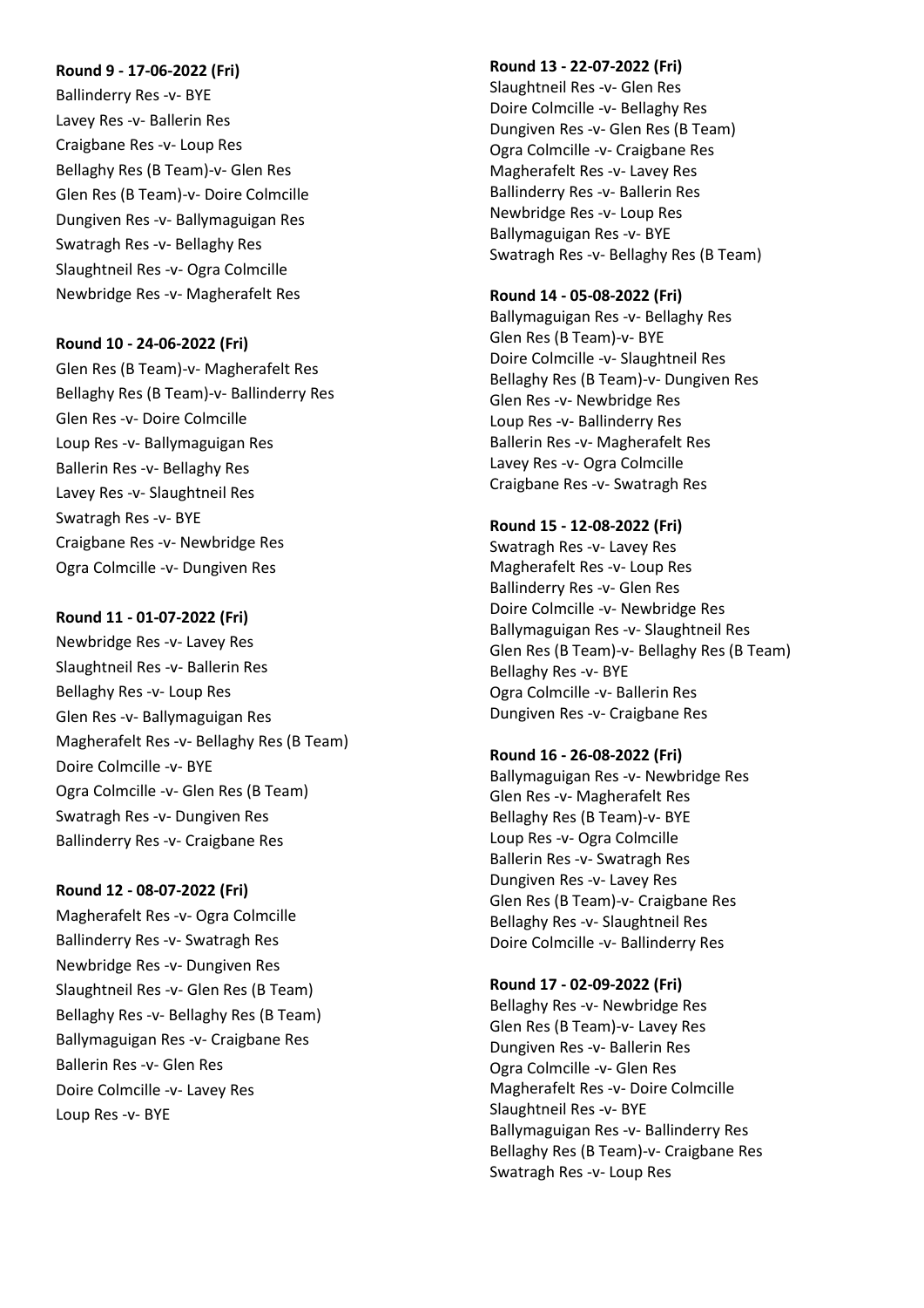**Round 9 - 17-06-2022 (Fri)**

Ballinderry Res -v- BYE
Lavey Res -v- Ballerin Res
Craigbane Res -v- Loup Res
Bellaghy Res (B Team)-v- Glen Res
Glen Res (B Team)-v- Doire Colmcille
Dungiven Res -v- Ballymaguigan Res
Swatragh Res -v- Bellaghy Res
Slaughtneil Res -v- Ogra Colmcille
Newbridge Res -v- Magherafelt Res

**Round 10 - 24-06-2022 (Fri)**

Glen Res (B Team)-v- Magherafelt Res
Bellaghy Res (B Team)-v- Ballinderry Res
Glen Res -v- Doire Colmcille
Loup Res -v- Ballymaguigan Res
Ballerin Res -v- Bellaghy Res
Lavey Res -v- Slaughtneil Res
Swatragh Res -v- BYE
Craigbane Res -v- Newbridge Res
Ogra Colmcille -v- Dungiven Res

**Round 11 - 01-07-2022 (Fri)**

Newbridge Res -v- Lavey Res
Slaughtneil Res -v- Ballerin Res
Bellaghy Res -v- Loup Res
Glen Res -v- Ballymaguigan Res
Magherafelt Res -v- Bellaghy Res (B Team)
Doire Colmcille -v- BYE
Ogra Colmcille -v- Glen Res (B Team)
Swatragh Res -v- Dungiven Res
Ballinderry Res -v- Craigbane Res

**Round 12 - 08-07-2022 (Fri)**

Magherafelt Res -v- Ogra Colmcille
Ballinderry Res -v- Swatragh Res
Newbridge Res -v- Dungiven Res
Slaughtneil Res -v- Glen Res (B Team)
Bellaghy Res -v- Bellaghy Res (B Team)
Ballymaguigan Res -v- Craigbane Res
Ballerin Res -v- Glen Res
Doire Colmcille -v- Lavey Res
Loup Res -v- BYE

**Round 13 - 22-07-2022 (Fri)**

Slaughtneil Res -v- Glen Res
Doire Colmcille -v- Bellaghy Res
Dungiven Res -v- Glen Res (B Team)
Ogra Colmcille -v- Craigbane Res
Magherafelt Res -v- Lavey Res
Ballinderry Res -v- Ballerin Res
Newbridge Res -v- Loup Res
Ballymaguigan Res -v- BYE
Swatragh Res -v- Bellaghy Res (B Team)

**Round 14 - 05-08-2022 (Fri)**

Ballymaguigan Res -v- Bellaghy Res
Glen Res (B Team)-v- BYE
Doire Colmcille -v- Slaughtneil Res
Bellaghy Res (B Team)-v- Dungiven Res
Glen Res -v- Newbridge Res
Loup Res -v- Ballinderry Res
Ballerin Res -v- Magherafelt Res
Lavey Res -v- Ogra Colmcille
Craigbane Res -v- Swatragh Res

**Round 15 - 12-08-2022 (Fri)**

Swatragh Res -v- Lavey Res
Magherafelt Res -v- Loup Res
Ballinderry Res -v- Glen Res
Doire Colmcille -v- Newbridge Res
Ballymaguigan Res -v- Slaughtneil Res
Glen Res (B Team)-v- Bellaghy Res (B Team)
Bellaghy Res -v- BYE
Ogra Colmcille -v- Ballerin Res
Dungiven Res -v- Craigbane Res

**Round 16 - 26-08-2022 (Fri)**

Ballymaguigan Res -v- Newbridge Res
Glen Res -v- Magherafelt Res
Bellaghy Res (B Team)-v- BYE
Loup Res -v- Ogra Colmcille
Ballerin Res -v- Swatragh Res
Dungiven Res -v- Lavey Res
Glen Res (B Team)-v- Craigbane Res
Bellaghy Res -v- Slaughtneil Res
Doire Colmcille -v- Ballinderry Res

**Round 17 - 02-09-2022 (Fri)**

Bellaghy Res -v- Newbridge Res
Glen Res (B Team)-v- Lavey Res
Dungiven Res -v- Ballerin Res
Ogra Colmcille -v- Glen Res
Magherafelt Res -v- Doire Colmcille
Slaughtneil Res -v- BYE
Ballymaguigan Res -v- Ballinderry Res
Bellaghy Res (B Team)-v- Craigbane Res
Swatragh Res -v- Loup Res